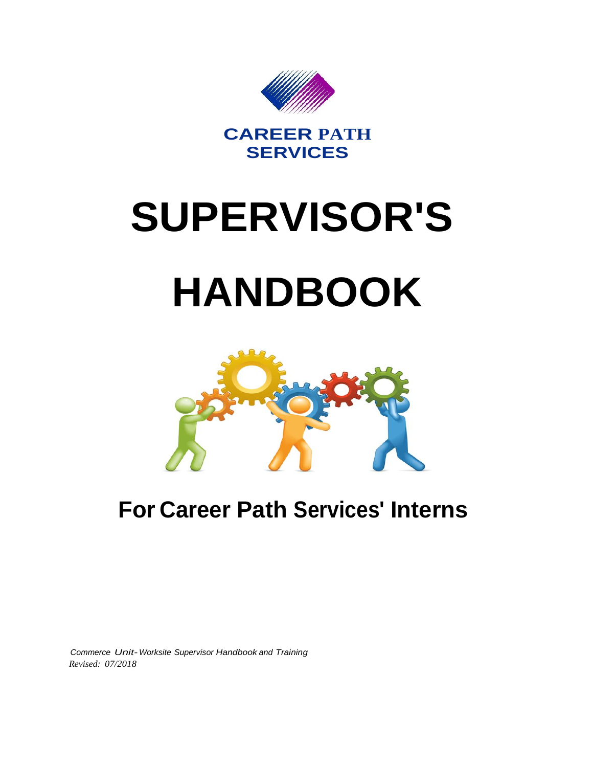CAREER PATH SERVICES

# SUPERVISOR'S HANDBOOK

## For Career Path Services' Interns

*Commerce Unit- Worksite Supervisor Handbook and Training*
*Revised: 07/2018*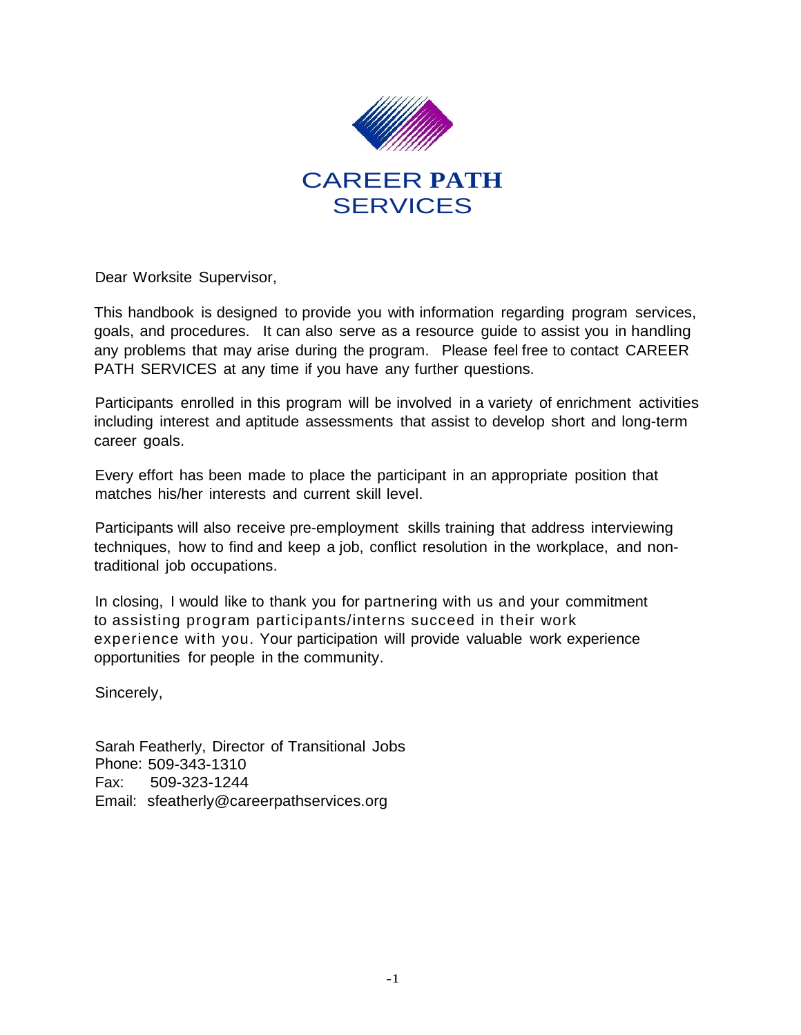# CAREER PATH SERVICES

Dear Worksite Supervisor,

This handbook is designed to provide you with information regarding program services, goals, and procedures. It can also serve as a resource guide to assist you in handling any problems that may arise during the program. Please feel free to contact CAREER PATH SERVICES at any time if you have any further questions.

Participants enrolled in this program will be involved in a variety of enrichment activities including interest and aptitude assessments that assist to develop short and long-term career goals.

Every effort has been made to place the participant in an appropriate position that matches his/her interests and current skill level.

Participants will also receive pre-employment skills training that address interviewing techniques, how to find and keep a job, conflict resolution in the workplace, and non-traditional job occupations.

In closing, I would like to thank you for partnering with us and your commitment to assisting program participants/interns succeed in their work experience with you. Your participation will provide valuable work experience opportunities for people in the community.

Sincerely,

Sarah Featherly, Director of Transitional Jobs
Phone: 509-343-1310
Fax: 509-323-1244
Email: sfeatherly@careerpathservices.org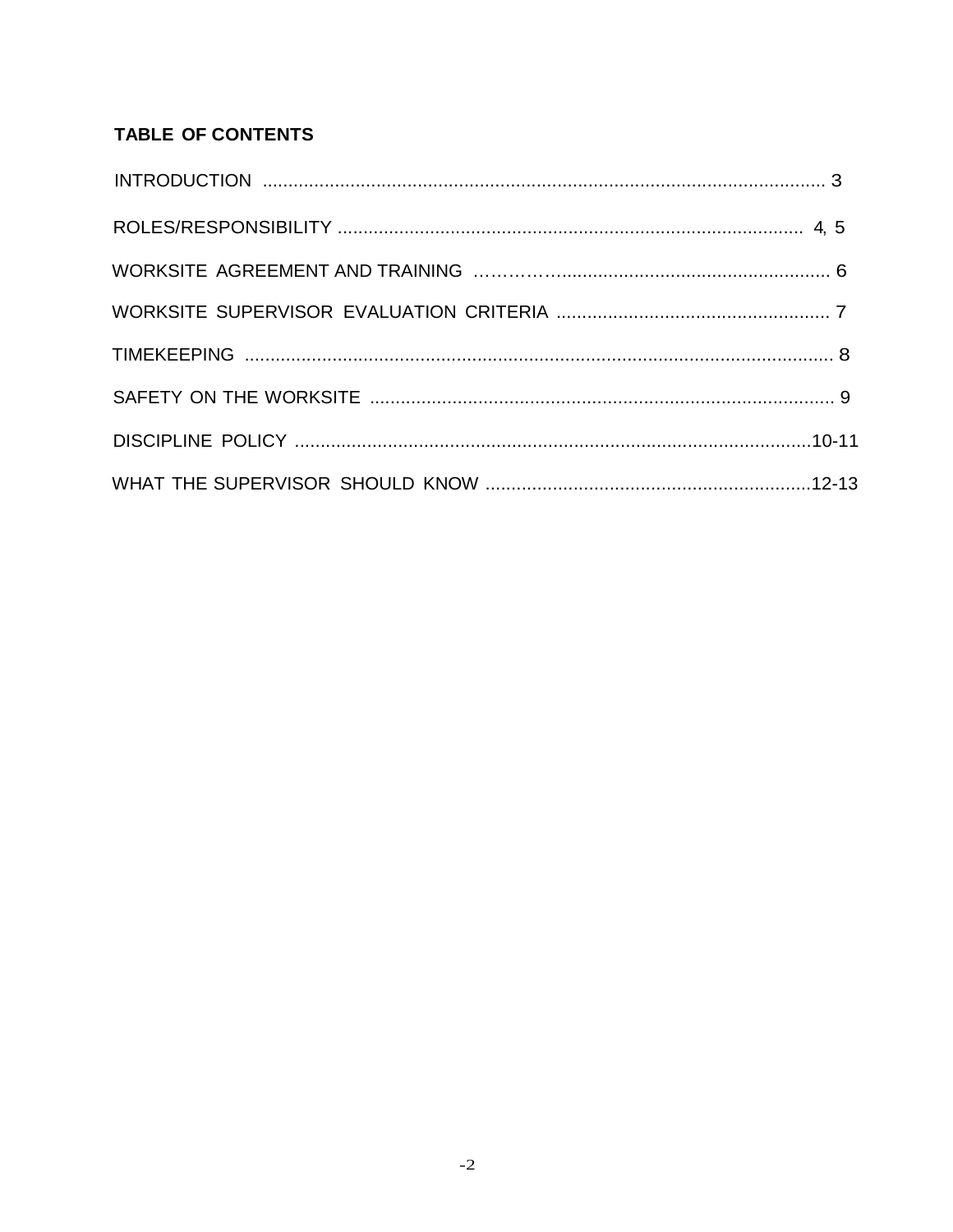## TABLE OF CONTENTS

INTRODUCTION .............................................................................................................. 3

ROLES/RESPONSIBILITY ......................................................................................... 4, 5

WORKSITE AGREEMENT AND TRAINING ……………...................................................... 6

WORKSITE SUPERVISOR EVALUATION CRITERIA ..................................................... 7

TIMEKEEPING .................................................................................................................. 8

SAFETY ON THE WORKSITE .......................................................................................... 9

DISCIPLINE POLICY ...................................................................................................10-11

WHAT THE SUPERVISOR SHOULD KNOW ..............................................................12-13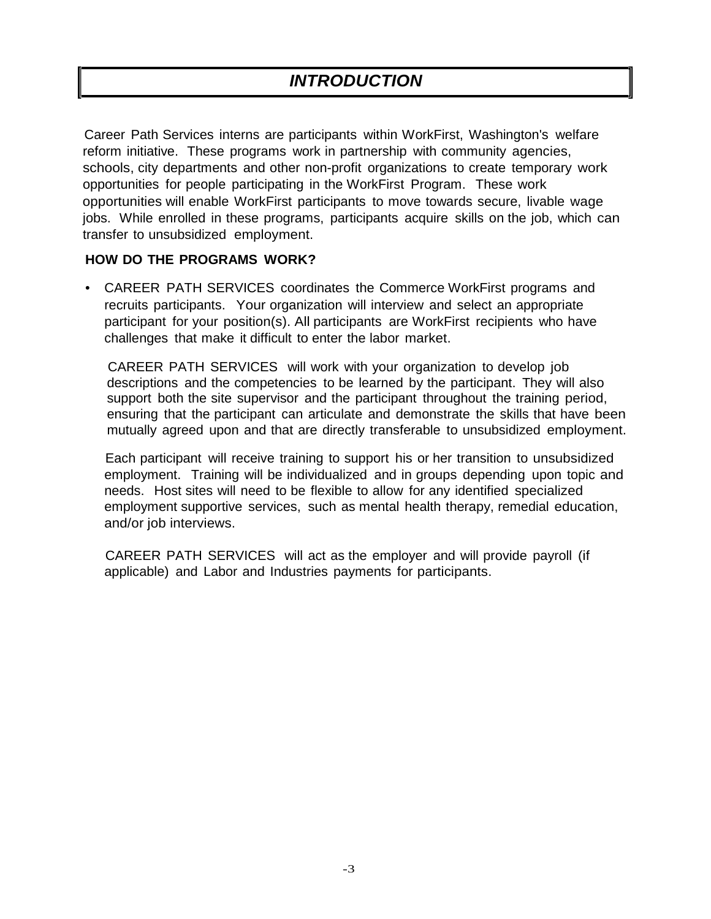# *INTRODUCTION*

Career Path Services interns are participants within WorkFirst, Washington's welfare reform initiative. These programs work in partnership with community agencies, schools, city departments and other non-profit organizations to create temporary work opportunities for people participating in the WorkFirst Program. These work opportunities will enable WorkFirst participants to move towards secure, livable wage jobs. While enrolled in these programs, participants acquire skills on the job, which can transfer to unsubsidized employment.

**HOW DO THE PROGRAMS WORK?**

- CAREER PATH SERVICES coordinates the Commerce WorkFirst programs and recruits participants. Your organization will interview and select an appropriate participant for your position(s). All participants are WorkFirst recipients who have challenges that make it difficult to enter the labor market.

  CAREER PATH SERVICES will work with your organization to develop job descriptions and the competencies to be learned by the participant. They will also support both the site supervisor and the participant throughout the training period, ensuring that the participant can articulate and demonstrate the skills that have been mutually agreed upon and that are directly transferable to unsubsidized employment.

  Each participant will receive training to support his or her transition to unsubsidized employment. Training will be individualized and in groups depending upon topic and needs. Host sites will need to be flexible to allow for any identified specialized employment supportive services, such as mental health therapy, remedial education, and/or job interviews.

  CAREER PATH SERVICES will act as the employer and will provide payroll (if applicable) and Labor and Industries payments for participants.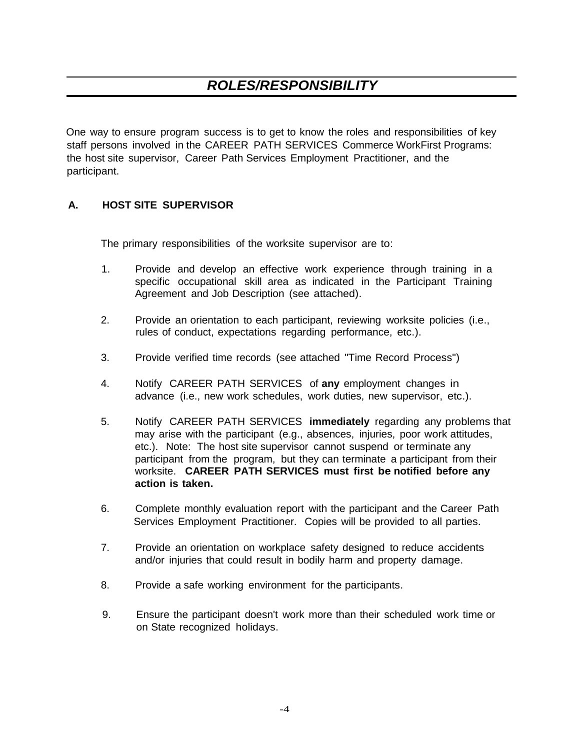## *ROLES/RESPONSIBILITY*

One way to ensure program success is to get to know the roles and responsibilities of key staff persons involved in the CAREER PATH SERVICES Commerce WorkFirst Programs: the host site supervisor, Career Path Services Employment Practitioner, and the participant.

### A. HOST SITE SUPERVISOR

The primary responsibilities of the worksite supervisor are to:

1. Provide and develop an effective work experience through training in a specific occupational skill area as indicated in the Participant Training Agreement and Job Description (see attached).

2. Provide an orientation to each participant, reviewing worksite policies (i.e., rules of conduct, expectations regarding performance, etc.).

3. Provide verified time records (see attached "Time Record Process")

4. Notify CAREER PATH SERVICES of **any** employment changes in advance (i.e., new work schedules, work duties, new supervisor, etc.).

5. Notify CAREER PATH SERVICES **immediately** regarding any problems that may arise with the participant (e.g., absences, injuries, poor work attitudes, etc.). Note: The host site supervisor cannot suspend or terminate any participant from the program, but they can terminate a participant from their worksite. **CAREER PATH SERVICES must first be notified before any action is taken.**

6. Complete monthly evaluation report with the participant and the Career Path Services Employment Practitioner. Copies will be provided to all parties.

7. Provide an orientation on workplace safety designed to reduce accidents and/or injuries that could result in bodily harm and property damage.

8. Provide a safe working environment for the participants.

9. Ensure the participant doesn't work more than their scheduled work time or on State recognized holidays.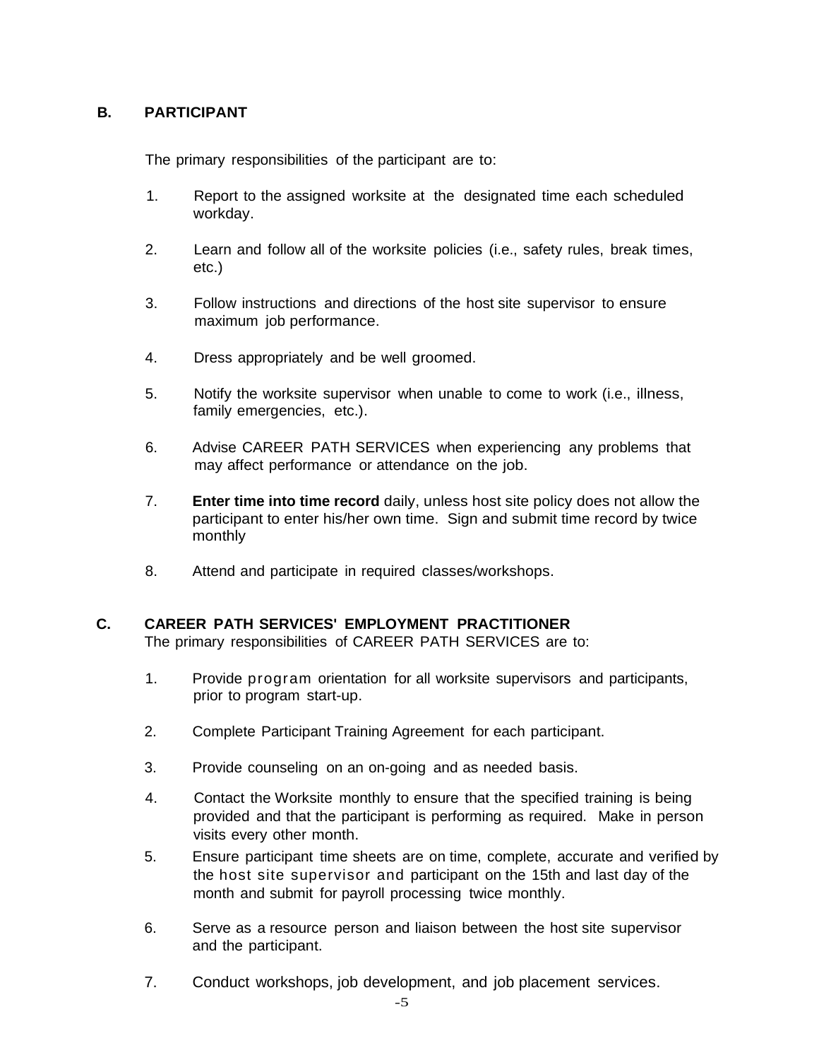## B. PARTICIPANT

The primary responsibilities of the participant are to:

1. Report to the assigned worksite at the designated time each scheduled workday.

2. Learn and follow all of the worksite policies (i.e., safety rules, break times, etc.)

3. Follow instructions and directions of the host site supervisor to ensure maximum job performance.

4. Dress appropriately and be well groomed.

5. Notify the worksite supervisor when unable to come to work (i.e., illness, family emergencies, etc.).

6. Advise CAREER PATH SERVICES when experiencing any problems that may affect performance or attendance on the job.

7. **Enter time into time record** daily, unless host site policy does not allow the participant to enter his/her own time. Sign and submit time record by twice monthly

8. Attend and participate in required classes/workshops.

## C. CAREER PATH SERVICES' EMPLOYMENT PRACTITIONER

The primary responsibilities of CAREER PATH SERVICES are to:

1. Provide program orientation for all worksite supervisors and participants, prior to program start-up.

2. Complete Participant Training Agreement for each participant.

3. Provide counseling on an on-going and as needed basis.

4. Contact the Worksite monthly to ensure that the specified training is being provided and that the participant is performing as required. Make in person visits every other month.

5. Ensure participant time sheets are on time, complete, accurate and verified by the host site supervisor and participant on the 15th and last day of the month and submit for payroll processing twice monthly.

6. Serve as a resource person and liaison between the host site supervisor and the participant.

7. Conduct workshops, job development, and job placement services.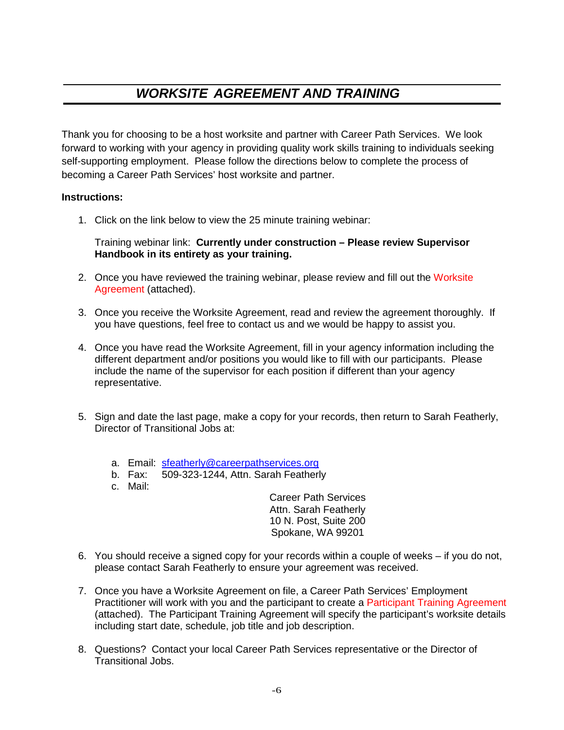# *WORKSITE AGREEMENT AND TRAINING*

Thank you for choosing to be a host worksite and partner with Career Path Services. We look forward to working with your agency in providing quality work skills training to individuals seeking self-supporting employment. Please follow the directions below to complete the process of becoming a Career Path Services' host worksite and partner.

**Instructions:**

1. Click on the link below to view the 25 minute training webinar:

   Training webinar link: **Currently under construction – Please review Supervisor Handbook in its entirety as your training.**

2. Once you have reviewed the training webinar, please review and fill out the Worksite Agreement (attached).

3. Once you receive the Worksite Agreement, read and review the agreement thoroughly. If you have questions, feel free to contact us and we would be happy to assist you.

4. Once you have read the Worksite Agreement, fill in your agency information including the different department and/or positions you would like to fill with our participants. Please include the name of the supervisor for each position if different than your agency representative.

5. Sign and date the last page, make a copy for your records, then return to Sarah Featherly, Director of Transitional Jobs at:

   a. Email: sfeatherly@careerpathservices.org
   b. Fax: 509-323-1244, Attn. Sarah Featherly
   c. Mail:

      Career Path Services
      Attn. Sarah Featherly
      10 N. Post, Suite 200
      Spokane, WA 99201

6. You should receive a signed copy for your records within a couple of weeks – if you do not, please contact Sarah Featherly to ensure your agreement was received.

7. Once you have a Worksite Agreement on file, a Career Path Services' Employment Practitioner will work with you and the participant to create a Participant Training Agreement (attached). The Participant Training Agreement will specify the participant's worksite details including start date, schedule, job title and job description.

8. Questions? Contact your local Career Path Services representative or the Director of Transitional Jobs.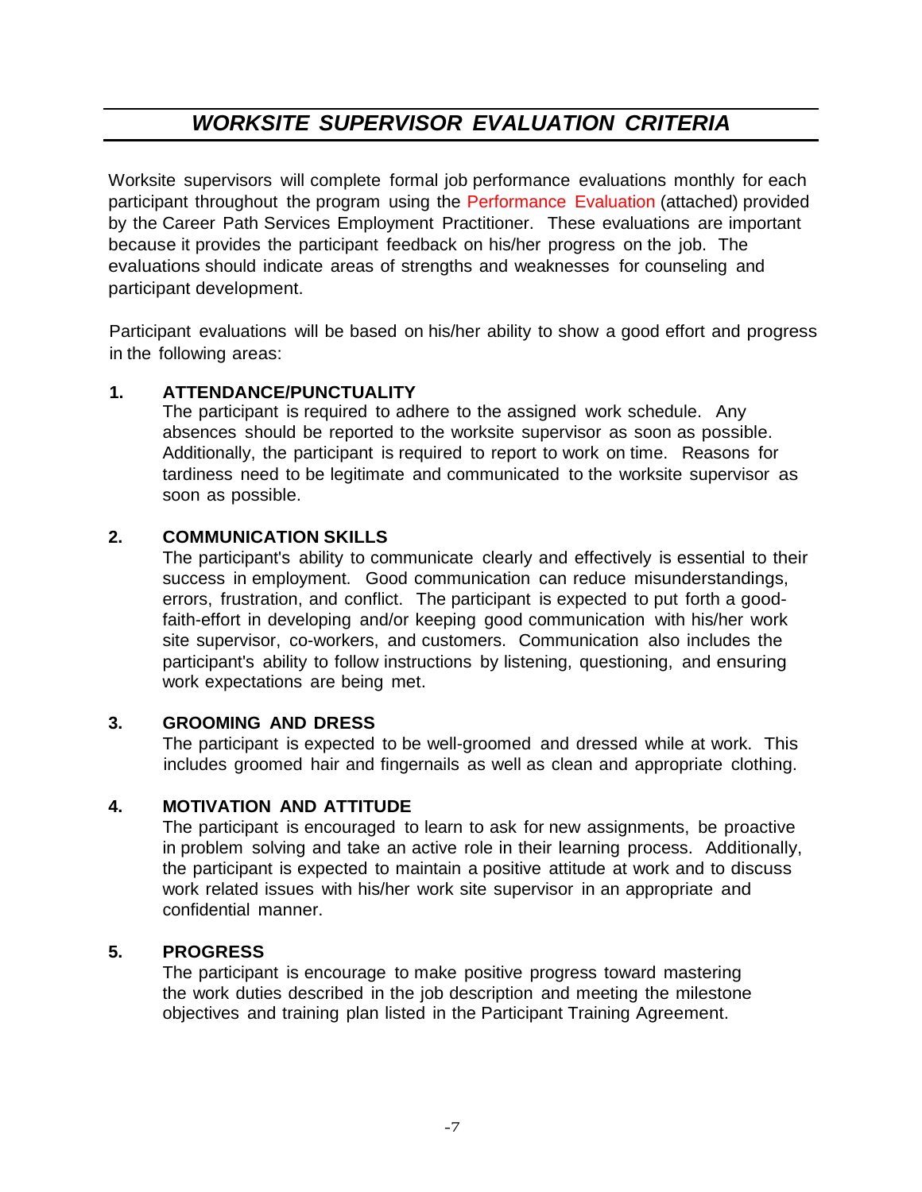# *WORKSITE SUPERVISOR EVALUATION CRITERIA*

Worksite supervisors will complete formal job performance evaluations monthly for each participant throughout the program using the Performance Evaluation (attached) provided by the Career Path Services Employment Practitioner. These evaluations are important because it provides the participant feedback on his/her progress on the job. The evaluations should indicate areas of strengths and weaknesses for counseling and participant development.

Participant evaluations will be based on his/her ability to show a good effort and progress in the following areas:

1. **ATTENDANCE/PUNCTUALITY**
   The participant is required to adhere to the assigned work schedule. Any absences should be reported to the worksite supervisor as soon as possible. Additionally, the participant is required to report to work on time. Reasons for tardiness need to be legitimate and communicated to the worksite supervisor as soon as possible.

2. **COMMUNICATION SKILLS**
   The participant's ability to communicate clearly and effectively is essential to their success in employment. Good communication can reduce misunderstandings, errors, frustration, and conflict. The participant is expected to put forth a good-faith-effort in developing and/or keeping good communication with his/her work site supervisor, co-workers, and customers. Communication also includes the participant's ability to follow instructions by listening, questioning, and ensuring work expectations are being met.

3. **GROOMING AND DRESS**
   The participant is expected to be well-groomed and dressed while at work. This includes groomed hair and fingernails as well as clean and appropriate clothing.

4. **MOTIVATION AND ATTITUDE**
   The participant is encouraged to learn to ask for new assignments, be proactive in problem solving and take an active role in their learning process. Additionally, the participant is expected to maintain a positive attitude at work and to discuss work related issues with his/her work site supervisor in an appropriate and confidential manner.

5. **PROGRESS**
   The participant is encourage to make positive progress toward mastering the work duties described in the job description and meeting the milestone objectives and training plan listed in the Participant Training Agreement.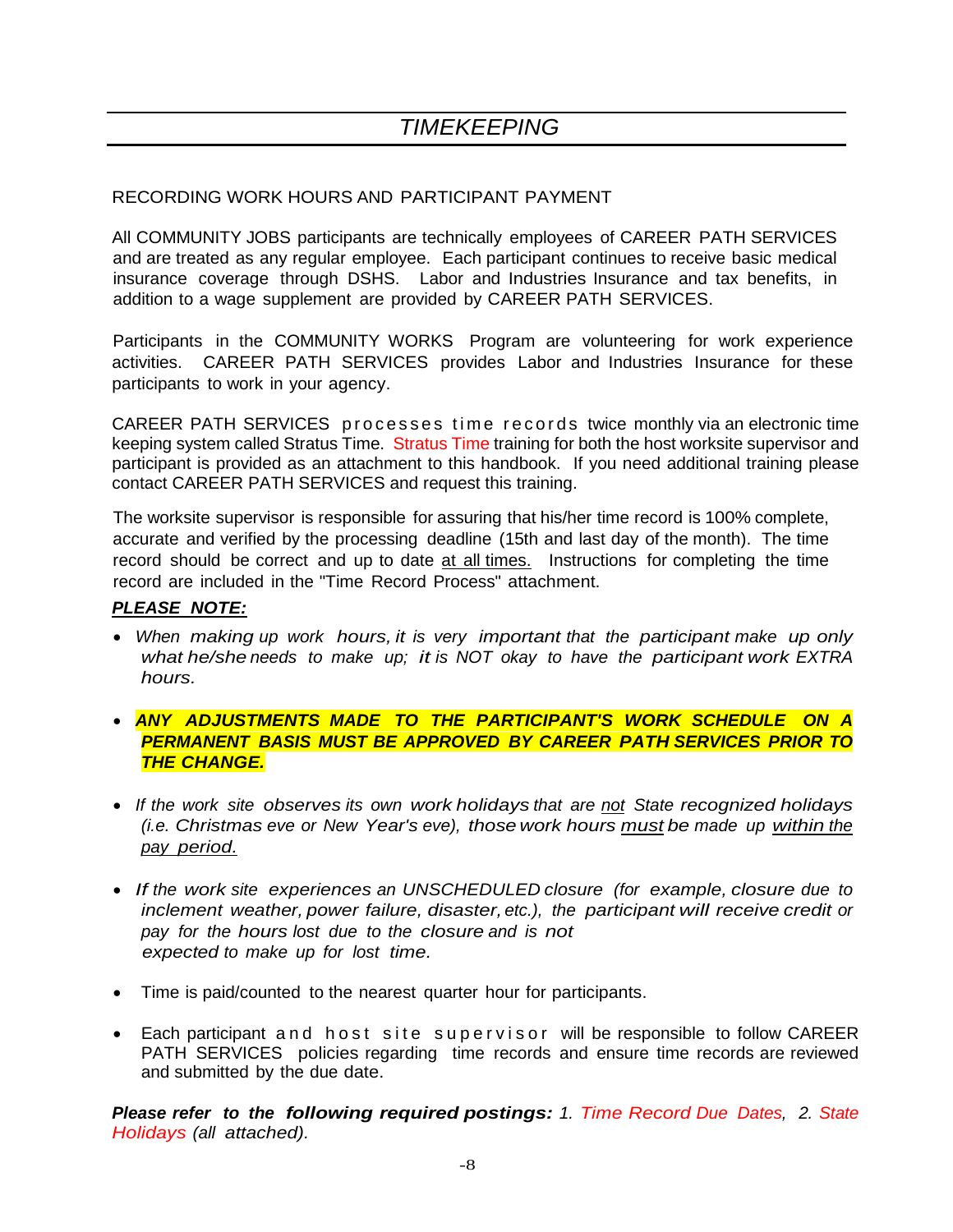# *TIMEKEEPING*

RECORDING WORK HOURS AND PARTICIPANT PAYMENT

All COMMUNITY JOBS participants are technically employees of CAREER PATH SERVICES and are treated as any regular employee. Each participant continues to receive basic medical insurance coverage through DSHS. Labor and Industries Insurance and tax benefits, in addition to a wage supplement are provided by CAREER PATH SERVICES.

Participants in the COMMUNITY WORKS Program are volunteering for work experience activities. CAREER PATH SERVICES provides Labor and Industries Insurance for these participants to work in your agency.

CAREER PATH SERVICES processes time records twice monthly via an electronic time keeping system called Stratus Time. Stratus Time training for both the host worksite supervisor and participant is provided as an attachment to this handbook. If you need additional training please contact CAREER PATH SERVICES and request this training.

The worksite supervisor is responsible for assuring that his/her time record is 100% complete, accurate and verified by the processing deadline (15th and last day of the month). The time record should be correct and up to date at all times. Instructions for completing the time record are included in the "Time Record Process" attachment.

***PLEASE NOTE:***

- *When making up work hours, it is very important that the participant make up only what he/she needs to make up; **it** is NOT okay to have the participant work EXTRA hours.*
- ***ANY ADJUSTMENTS MADE TO THE PARTICIPANT'S WORK SCHEDULE ON A PERMANENT BASIS MUST BE APPROVED BY CAREER PATH SERVICES PRIOR TO THE CHANGE.***
- *If the work site observes its own work holidays that are not State recognized holidays (i.e. Christmas eve or New Year's eve), those work hours must be made up within the pay period.*
- *If the work site experiences an UNSCHEDULED closure (for example, closure due to inclement weather, power failure, disaster, etc.), the participant will receive credit or pay for the hours lost due to the closure and is not expected to make up for lost time.*
- Time is paid/counted to the nearest quarter hour for participants.
- Each participant and host site supervisor will be responsible to follow CAREER PATH SERVICES policies regarding time records and ensure time records are reviewed and submitted by the due date.

***Please refer to the following required postings:*** *1. Time Record Due Dates, 2. State Holidays (all attached).*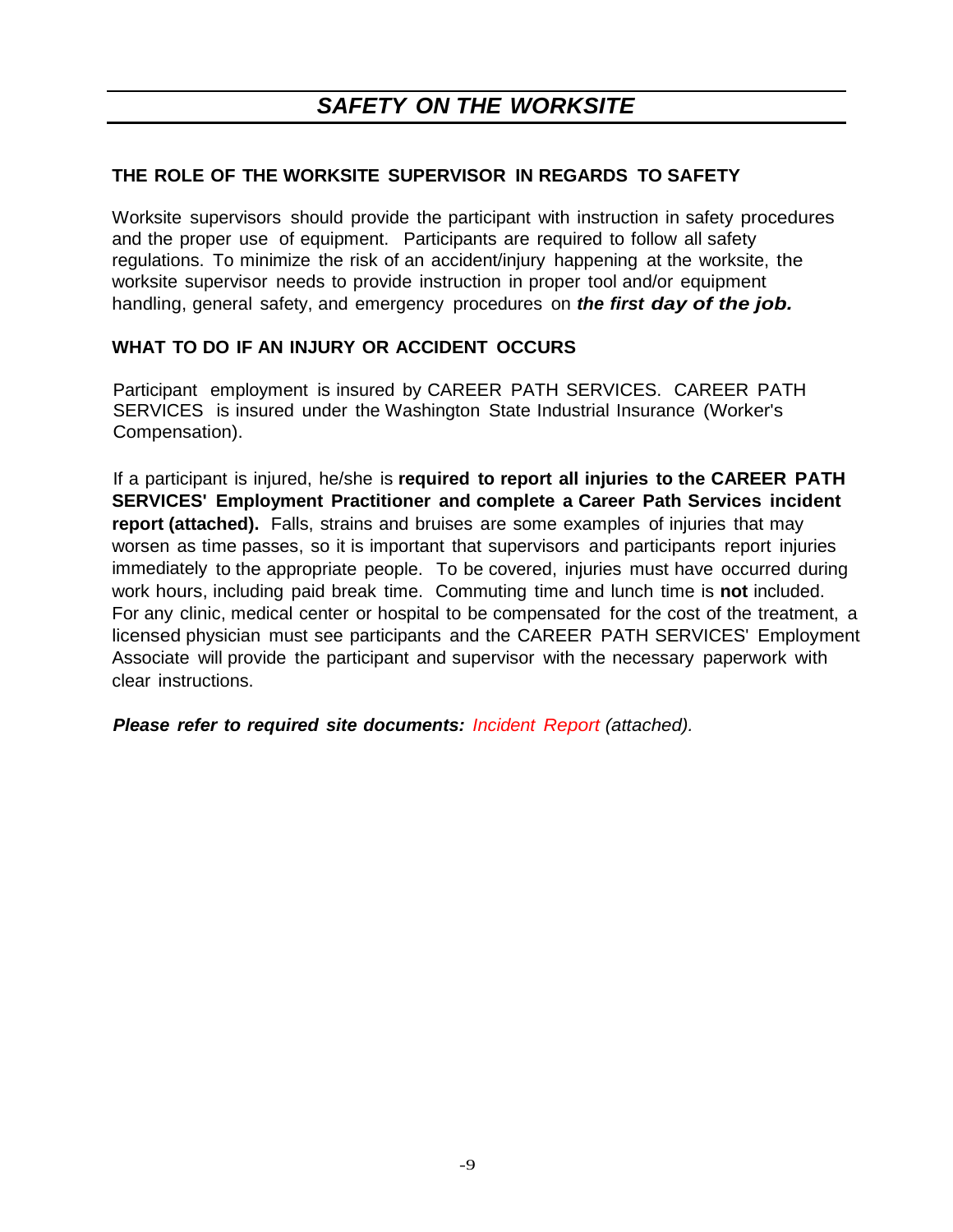## *SAFETY ON THE WORKSITE*

### THE ROLE OF THE WORKSITE SUPERVISOR IN REGARDS TO SAFETY

Worksite supervisors should provide the participant with instruction in safety procedures and the proper use of equipment. Participants are required to follow all safety regulations. To minimize the risk of an accident/injury happening at the worksite, the worksite supervisor needs to provide instruction in proper tool and/or equipment handling, general safety, and emergency procedures on ***the first day of the job.***

### WHAT TO DO IF AN INJURY OR ACCIDENT OCCURS

Participant employment is insured by CAREER PATH SERVICES. CAREER PATH SERVICES is insured under the Washington State Industrial Insurance (Worker's Compensation).

If a participant is injured, he/she is **required to report all injuries to the CAREER PATH SERVICES' Employment Practitioner and complete a Career Path Services incident report (attached).** Falls, strains and bruises are some examples of injuries that may worsen as time passes, so it is important that supervisors and participants report injuries immediately to the appropriate people. To be covered, injuries must have occurred during work hours, including paid break time. Commuting time and lunch time is **not** included. For any clinic, medical center or hospital to be compensated for the cost of the treatment, a licensed physician must see participants and the CAREER PATH SERVICES' Employment Associate will provide the participant and supervisor with the necessary paperwork with clear instructions.

***Please refer to required site documents:*** *Incident Report (attached).*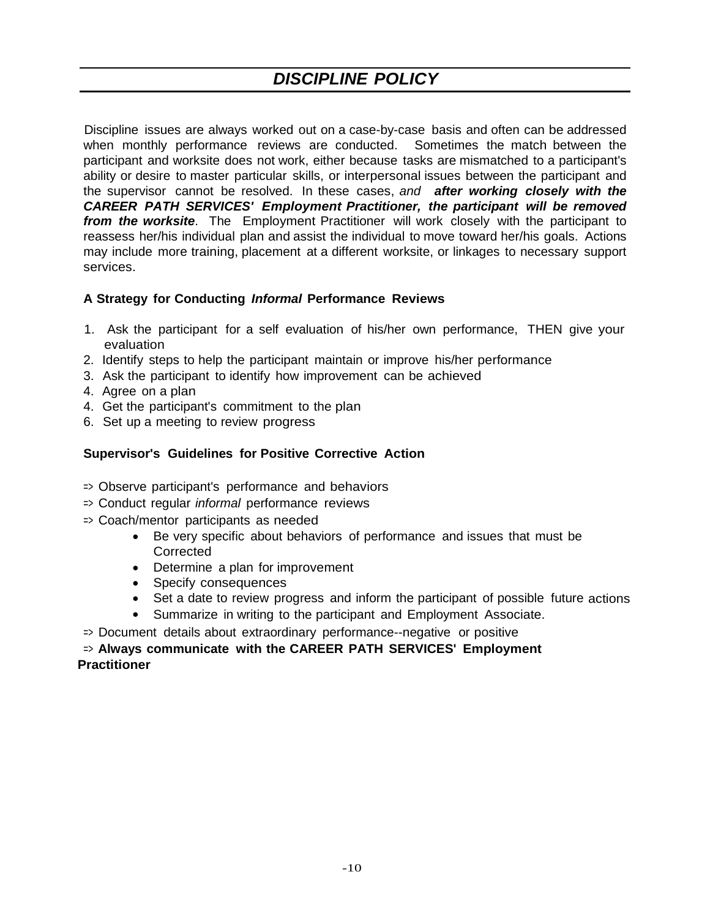# *DISCIPLINE POLICY*

Discipline issues are always worked out on a case-by-case basis and often can be addressed when monthly performance reviews are conducted. Sometimes the match between the participant and worksite does not work, either because tasks are mismatched to a participant's ability or desire to master particular skills, or interpersonal issues between the participant and the supervisor cannot be resolved. In these cases, *and* ***after working closely with the CAREER PATH SERVICES' Employment Practitioner, the participant will be removed from the worksite***. The Employment Practitioner will work closely with the participant to reassess her/his individual plan and assist the individual to move toward her/his goals. Actions may include more training, placement at a different worksite, or linkages to necessary support services.

**A Strategy for Conducting *Informal* Performance Reviews**

1. Ask the participant for a self evaluation of his/her own performance, THEN give your evaluation
2. Identify steps to help the participant maintain or improve his/her performance
3. Ask the participant to identify how improvement can be achieved
4. Agree on a plan
4. Get the participant's commitment to the plan
6. Set up a meeting to review progress

**Supervisor's Guidelines for Positive Corrective Action**

=> Observe participant's performance and behaviors

=> Conduct regular *informal* performance reviews

=> Coach/mentor participants as needed

- Be very specific about behaviors of performance and issues that must be Corrected
- Determine a plan for improvement
- Specify consequences
- Set a date to review progress and inform the participant of possible future actions
- Summarize in writing to the participant and Employment Associate.

=> Document details about extraordinary performance--negative or positive

=> **Always communicate with the CAREER PATH SERVICES' Employment Practitioner**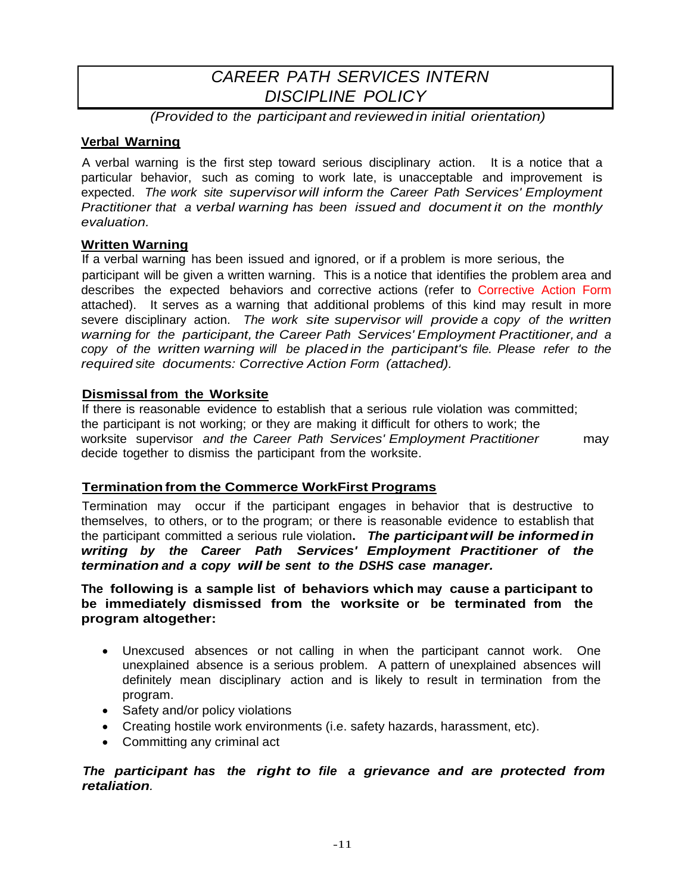# *CAREER PATH SERVICES INTERN DISCIPLINE POLICY*

*(Provided to the participant and reviewed in initial orientation)*

**Verbal Warning**

A verbal warning is the first step toward serious disciplinary action. It is a notice that a particular behavior, such as coming to work late, is unacceptable and improvement is expected. *The work site supervisor will inform the Career Path Services' Employment Practitioner that a verbal warning has been issued and document it on the monthly evaluation.*

**Written Warning**

If a verbal warning has been issued and ignored, or if a problem is more serious, the participant will be given a written warning. This is a notice that identifies the problem area and describes the expected behaviors and corrective actions (refer to Corrective Action Form attached). It serves as a warning that additional problems of this kind may result in more severe disciplinary action. *The work site supervisor will provide a copy of the written warning for the participant, the Career Path Services' Employment Practitioner, and a copy of the written warning will be placed in the participant's file. Please refer to the required site documents: Corrective Action Form (attached).*

**Dismissal from the Worksite**

If there is reasonable evidence to establish that a serious rule violation was committed; the participant is not working; or they are making it difficult for others to work; the worksite supervisor *and the Career Path Services' Employment Practitioner* may decide together to dismiss the participant from the worksite.

**Termination from the Commerce WorkFirst Programs**

Termination may occur if the participant engages in behavior that is destructive to themselves, to others, or to the program; or there is reasonable evidence to establish that the participant committed a serious rule violation. ***The participant will be informed in writing by the Career Path Services' Employment Practitioner of the termination and a copy will be sent to the DSHS case manager.***

**The following is a sample list of behaviors which may cause a participant to be immediately dismissed from the worksite or be terminated from the program altogether:**

- Unexcused absences or not calling in when the participant cannot work. One unexplained absence is a serious problem. A pattern of unexplained absences will definitely mean disciplinary action and is likely to result in termination from the program.
- Safety and/or policy violations
- Creating hostile work environments (i.e. safety hazards, harassment, etc).
- Committing any criminal act

***The participant has the right to file a grievance and are protected from retaliation.***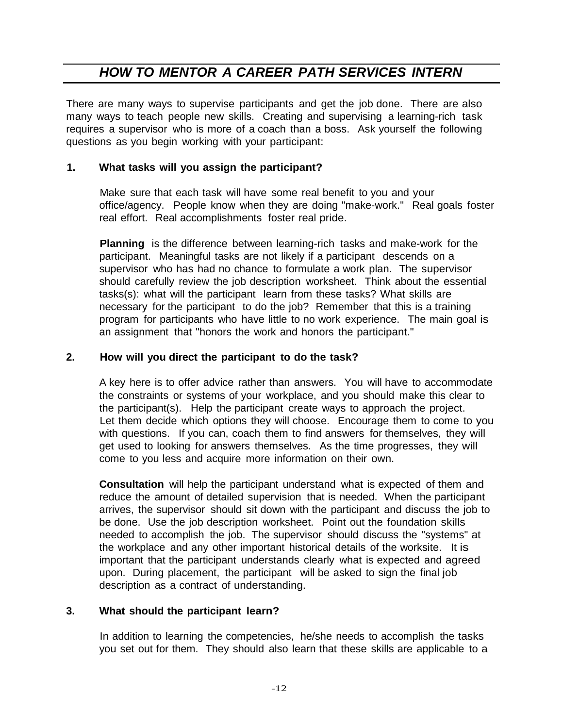# *HOW TO MENTOR A CAREER PATH SERVICES INTERN*

There are many ways to supervise participants and get the job done. There are also many ways to teach people new skills. Creating and supervising a learning-rich task requires a supervisor who is more of a coach than a boss. Ask yourself the following questions as you begin working with your participant:

**1. What tasks will you assign the participant?**

Make sure that each task will have some real benefit to you and your office/agency. People know when they are doing "make-work." Real goals foster real effort. Real accomplishments foster real pride.

**Planning** is the difference between learning-rich tasks and make-work for the participant. Meaningful tasks are not likely if a participant descends on a supervisor who has had no chance to formulate a work plan. The supervisor should carefully review the job description worksheet. Think about the essential tasks(s): what will the participant learn from these tasks? What skills are necessary for the participant to do the job? Remember that this is a training program for participants who have little to no work experience. The main goal is an assignment that "honors the work and honors the participant."

**2. How will you direct the participant to do the task?**

A key here is to offer advice rather than answers. You will have to accommodate the constraints or systems of your workplace, and you should make this clear to the participant(s). Help the participant create ways to approach the project. Let them decide which options they will choose. Encourage them to come to you with questions. If you can, coach them to find answers for themselves, they will get used to looking for answers themselves. As the time progresses, they will come to you less and acquire more information on their own.

**Consultation** will help the participant understand what is expected of them and reduce the amount of detailed supervision that is needed. When the participant arrives, the supervisor should sit down with the participant and discuss the job to be done. Use the job description worksheet. Point out the foundation skills needed to accomplish the job. The supervisor should discuss the "systems" at the workplace and any other important historical details of the worksite. It is important that the participant understands clearly what is expected and agreed upon. During placement, the participant will be asked to sign the final job description as a contract of understanding.

**3. What should the participant learn?**

In addition to learning the competencies, he/she needs to accomplish the tasks you set out for them. They should also learn that these skills are applicable to a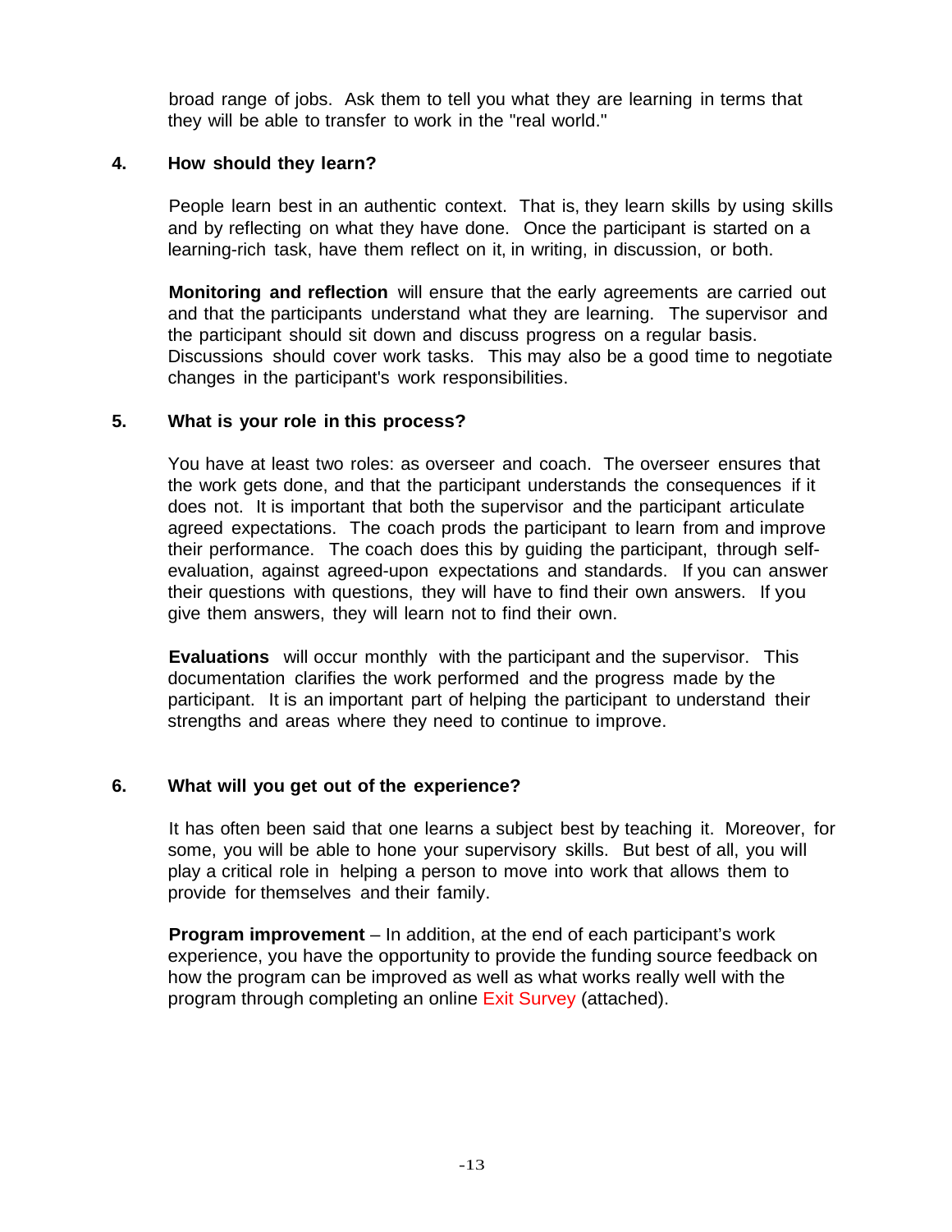broad range of jobs. Ask them to tell you what they are learning in terms that they will be able to transfer to work in the "real world."

### 4. How should they learn?

People learn best in an authentic context. That is, they learn skills by using skills and by reflecting on what they have done. Once the participant is started on a learning-rich task, have them reflect on it, in writing, in discussion, or both.

**Monitoring and reflection** will ensure that the early agreements are carried out and that the participants understand what they are learning. The supervisor and the participant should sit down and discuss progress on a regular basis. Discussions should cover work tasks. This may also be a good time to negotiate changes in the participant's work responsibilities.

### 5. What is your role in this process?

You have at least two roles: as overseer and coach. The overseer ensures that the work gets done, and that the participant understands the consequences if it does not. It is important that both the supervisor and the participant articulate agreed expectations. The coach prods the participant to learn from and improve their performance. The coach does this by guiding the participant, through self-evaluation, against agreed-upon expectations and standards. If you can answer their questions with questions, they will have to find their own answers. If you give them answers, they will learn not to find their own.

**Evaluations** will occur monthly with the participant and the supervisor. This documentation clarifies the work performed and the progress made by the participant. It is an important part of helping the participant to understand their strengths and areas where they need to continue to improve.

### 6. What will you get out of the experience?

It has often been said that one learns a subject best by teaching it. Moreover, for some, you will be able to hone your supervisory skills. But best of all, you will play a critical role in helping a person to move into work that allows them to provide for themselves and their family.

**Program improvement** – In addition, at the end of each participant's work experience, you have the opportunity to provide the funding source feedback on how the program can be improved as well as what works really well with the program through completing an online Exit Survey (attached).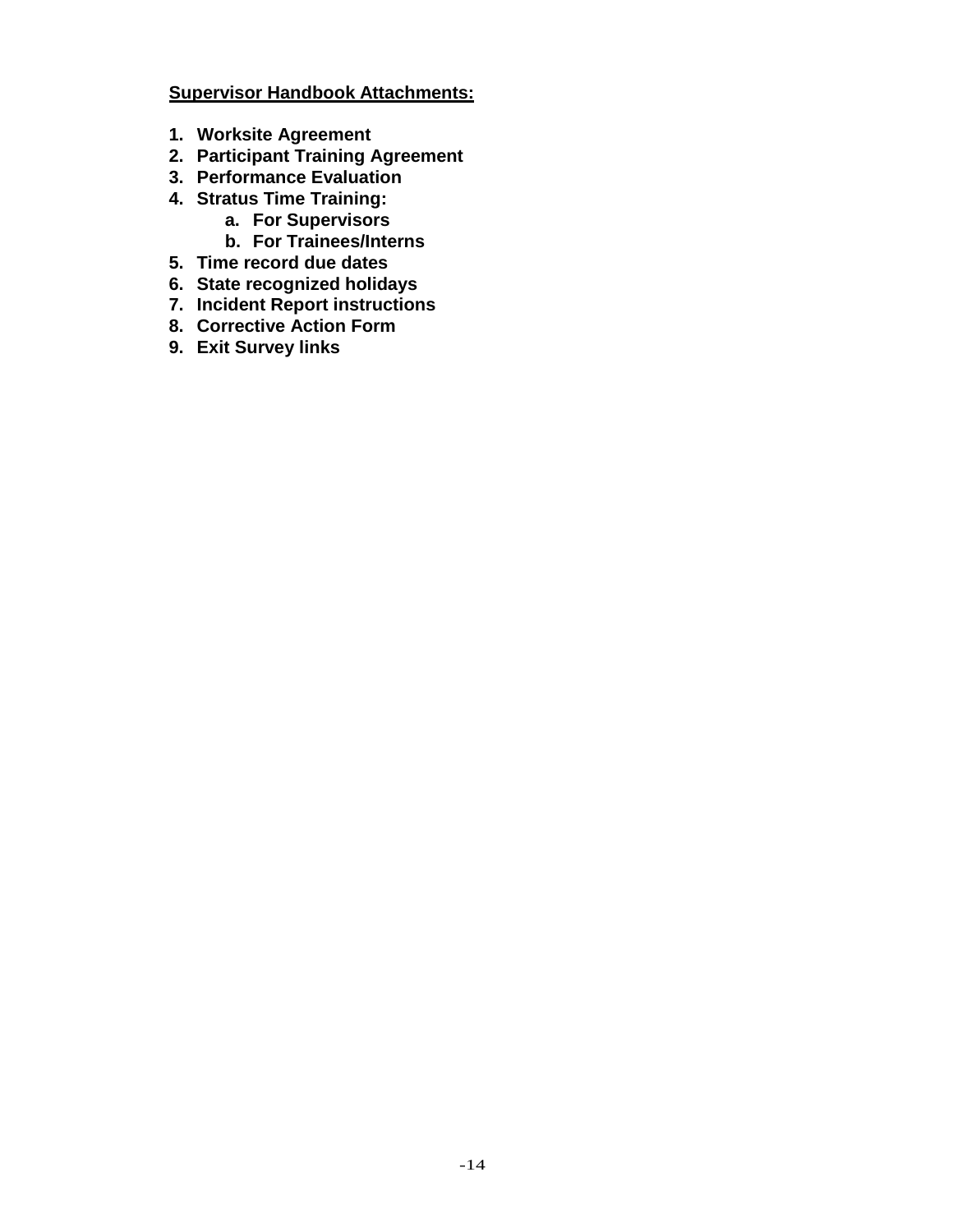**Supervisor Handbook Attachments:**

1. **Worksite Agreement**
2. **Participant Training Agreement**
3. **Performance Evaluation**
4. **Stratus Time Training:**
    a. **For Supervisors**
    b. **For Trainees/Interns**
5. **Time record due dates**
6. **State recognized holidays**
7. **Incident Report instructions**
8. **Corrective Action Form**
9. **Exit Survey links**